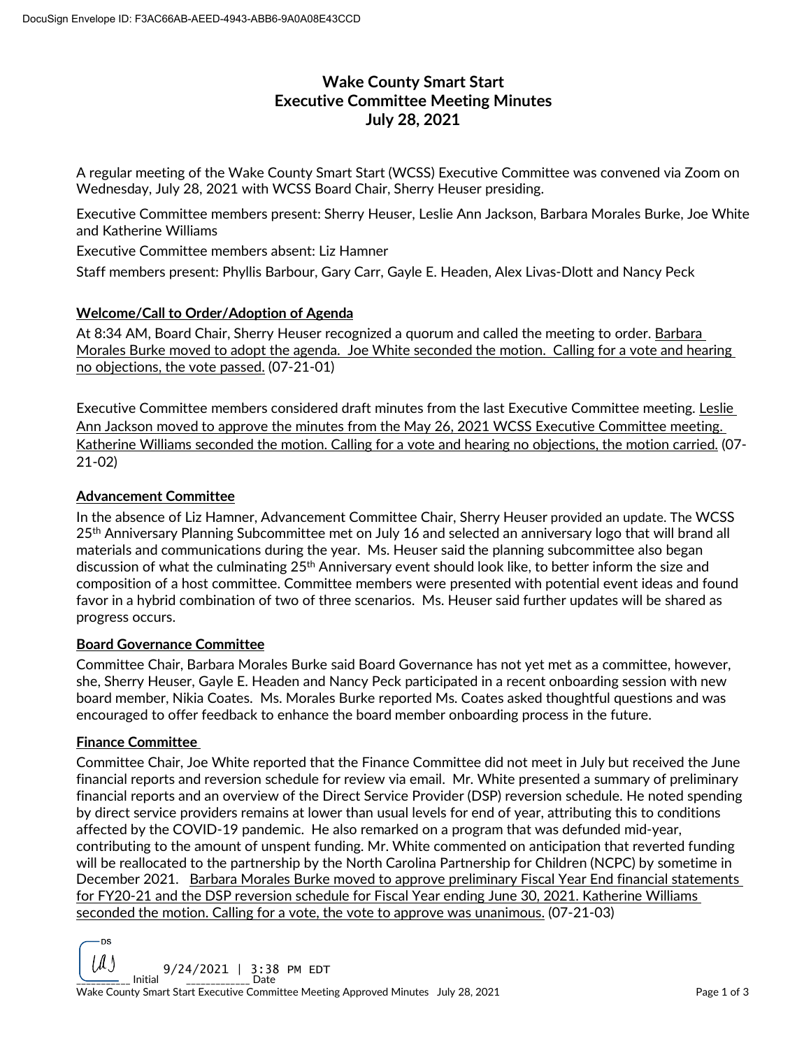# Wake County Smart Start
# Executive Committee Meeting Minutes
# July 28, 2021

A regular meeting of the Wake County Smart Start (WCSS) Executive Committee was convened via Zoom on Wednesday, July 28, 2021 with WCSS Board Chair, Sherry Heuser presiding.

Executive Committee members present: Sherry Heuser, Leslie Ann Jackson, Barbara Morales Burke, Joe White and Katherine Williams

Executive Committee members absent: Liz Hamner

Staff members present: Phyllis Barbour, Gary Carr, Gayle E. Headen, Alex Livas-Dlott and Nancy Peck

## Welcome/Call to Order/Adoption of Agenda

At 8:34 AM, Board Chair, Sherry Heuser recognized a quorum and called the meeting to order. Barbara Morales Burke moved to adopt the agenda. Joe White seconded the motion. Calling for a vote and hearing no objections, the vote passed. (07-21-01)

Executive Committee members considered draft minutes from the last Executive Committee meeting. Leslie Ann Jackson moved to approve the minutes from the May 26, 2021 WCSS Executive Committee meeting. Katherine Williams seconded the motion. Calling for a vote and hearing no objections, the motion carried. (07-21-02)

## Advancement Committee

In the absence of Liz Hamner, Advancement Committee Chair, Sherry Heuser provided an update. The WCSS 25th Anniversary Planning Subcommittee met on July 16 and selected an anniversary logo that will brand all materials and communications during the year. Ms. Heuser said the planning subcommittee also began discussion of what the culminating 25th Anniversary event should look like, to better inform the size and composition of a host committee. Committee members were presented with potential event ideas and found favor in a hybrid combination of two of three scenarios. Ms. Heuser said further updates will be shared as progress occurs.

## Board Governance Committee

Committee Chair, Barbara Morales Burke said Board Governance has not yet met as a committee, however, she, Sherry Heuser, Gayle E. Headen and Nancy Peck participated in a recent onboarding session with new board member, Nikia Coates. Ms. Morales Burke reported Ms. Coates asked thoughtful questions and was encouraged to offer feedback to enhance the board member onboarding process in the future.

## Finance Committee

Committee Chair, Joe White reported that the Finance Committee did not meet in July but received the June financial reports and reversion schedule for review via email. Mr. White presented a summary of preliminary financial reports and an overview of the Direct Service Provider (DSP) reversion schedule. He noted spending by direct service providers remains at lower than usual levels for end of year, attributing this to conditions affected by the COVID-19 pandemic. He also remarked on a program that was defunded mid-year, contributing to the amount of unspent funding. Mr. White commented on anticipation that reverted funding will be reallocated to the partnership by the North Carolina Partnership for Children (NCPC) by sometime in December 2021. Barbara Morales Burke moved to approve preliminary Fiscal Year End financial statements for FY20-21 and the DSP reversion schedule for Fiscal Year ending June 30, 2021. Katherine Williams seconded the motion. Calling for a vote, the vote to approve was unanimous. (07-21-03)

LAJ Initial 9/24/2021 | 3:38 PM EDT Date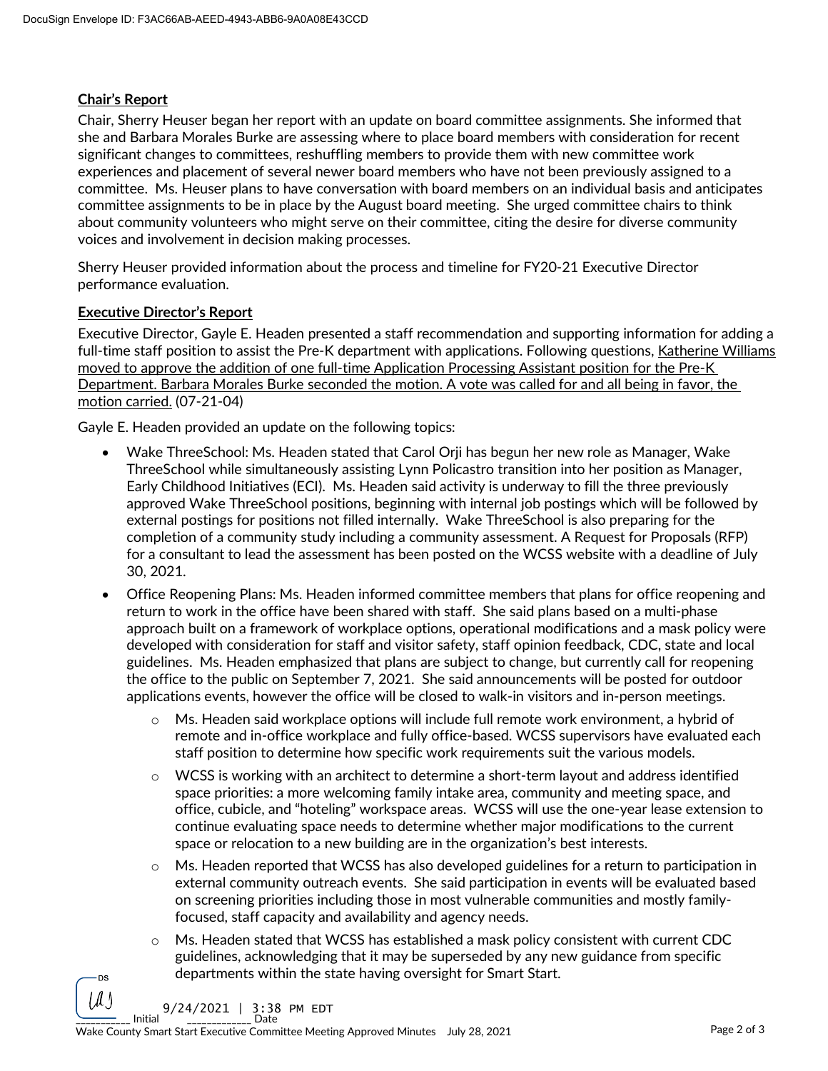**Chair's Report**

Chair, Sherry Heuser began her report with an update on board committee assignments. She informed that she and Barbara Morales Burke are assessing where to place board members with consideration for recent significant changes to committees, reshuffling members to provide them with new committee work experiences and placement of several newer board members who have not been previously assigned to a committee. Ms. Heuser plans to have conversation with board members on an individual basis and anticipates committee assignments to be in place by the August board meeting. She urged committee chairs to think about community volunteers who might serve on their committee, citing the desire for diverse community voices and involvement in decision making processes.

Sherry Heuser provided information about the process and timeline for FY20-21 Executive Director performance evaluation.

**Executive Director's Report**

Executive Director, Gayle E. Headen presented a staff recommendation and supporting information for adding a full-time staff position to assist the Pre-K department with applications. Following questions, <u>Katherine Williams moved to approve the addition of one full-time Application Processing Assistant position for the Pre-K Department. Barbara Morales Burke seconded the motion. A vote was called for and all being in favor, the motion carried.</u> (07-21-04)

Gayle E. Headen provided an update on the following topics:

- Wake ThreeSchool: Ms. Headen stated that Carol Orji has begun her new role as Manager, Wake ThreeSchool while simultaneously assisting Lynn Policastro transition into her position as Manager, Early Childhood Initiatives (ECI). Ms. Headen said activity is underway to fill the three previously approved Wake ThreeSchool positions, beginning with internal job postings which will be followed by external postings for positions not filled internally. Wake ThreeSchool is also preparing for the completion of a community study including a community assessment. A Request for Proposals (RFP) for a consultant to lead the assessment has been posted on the WCSS website with a deadline of July 30, 2021.
- Office Reopening Plans: Ms. Headen informed committee members that plans for office reopening and return to work in the office have been shared with staff. She said plans based on a multi-phase approach built on a framework of workplace options, operational modifications and a mask policy were developed with consideration for staff and visitor safety, staff opinion feedback, CDC, state and local guidelines. Ms. Headen emphasized that plans are subject to change, but currently call for reopening the office to the public on September 7, 2021. She said announcements will be posted for outdoor applications events, however the office will be closed to walk-in visitors and in-person meetings.
    - Ms. Headen said workplace options will include full remote work environment, a hybrid of remote and in-office workplace and fully office-based. WCSS supervisors have evaluated each staff position to determine how specific work requirements suit the various models.
    - WCSS is working with an architect to determine a short-term layout and address identified space priorities: a more welcoming family intake area, community and meeting space, and office, cubicle, and "hoteling" workspace areas. WCSS will use the one-year lease extension to continue evaluating space needs to determine whether major modifications to the current space or relocation to a new building are in the organization's best interests.
    - Ms. Headen reported that WCSS has also developed guidelines for a return to participation in external community outreach events. She said participation in events will be evaluated based on screening priorities including those in most vulnerable communities and mostly family-focused, staff capacity and availability and agency needs.
    - Ms. Headen stated that WCSS has established a mask policy consistent with current CDC guidelines, acknowledging that it may be superseded by any new guidance from specific departments within the state having oversight for Smart Start.

__________ Initial 9/24/2021 | 3:38 PM EDT Date

Wake County Smart Start Executive Committee Meeting Approved Minutes July 28, 2021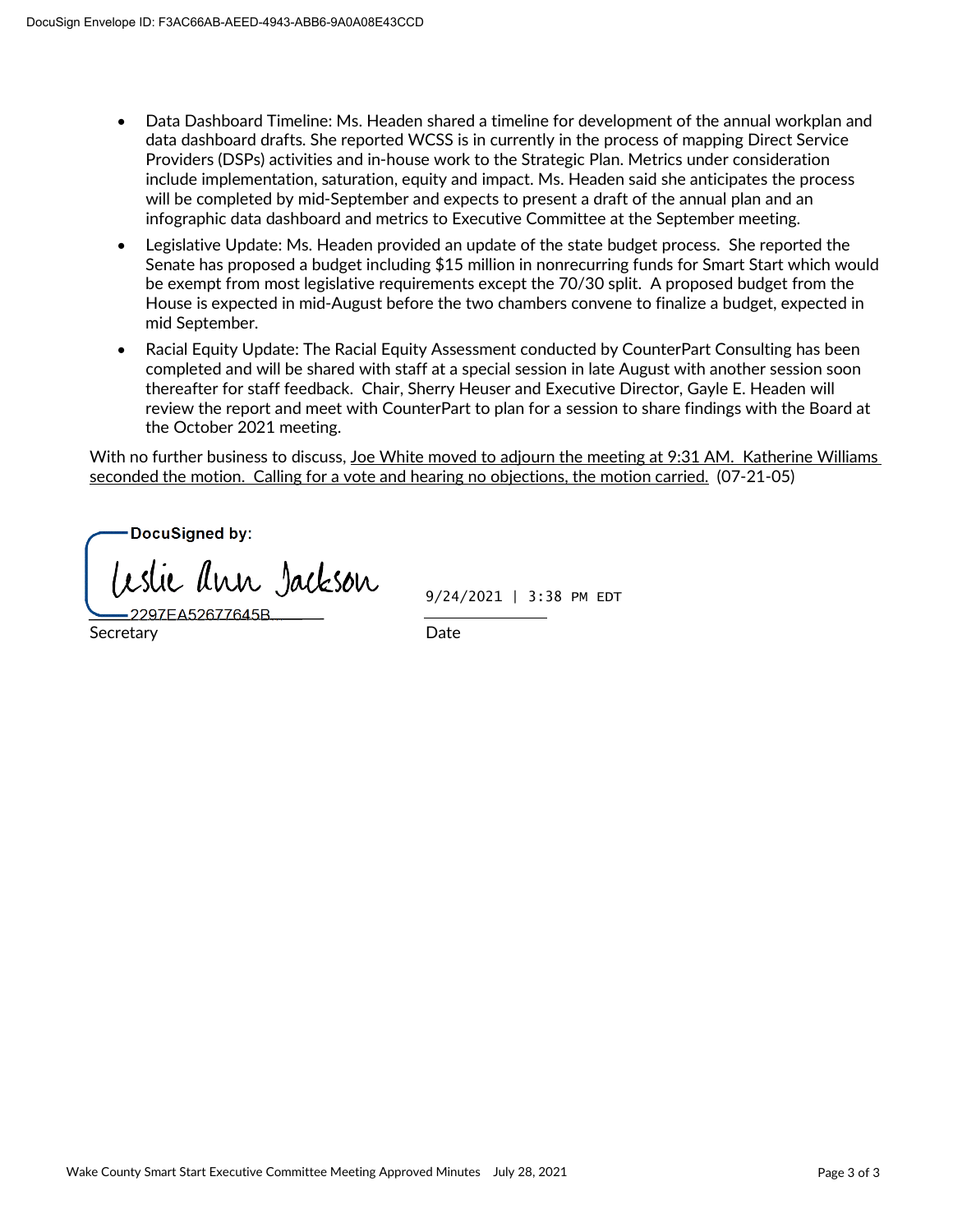- Data Dashboard Timeline: Ms. Headen shared a timeline for development of the annual workplan and data dashboard drafts. She reported WCSS is in currently in the process of mapping Direct Service Providers (DSPs) activities and in-house work to the Strategic Plan. Metrics under consideration include implementation, saturation, equity and impact. Ms. Headen said she anticipates the process will be completed by mid-September and expects to present a draft of the annual plan and an infographic data dashboard and metrics to Executive Committee at the September meeting.
- Legislative Update: Ms. Headen provided an update of the state budget process. She reported the Senate has proposed a budget including $15 million in nonrecurring funds for Smart Start which would be exempt from most legislative requirements except the 70/30 split. A proposed budget from the House is expected in mid-August before the two chambers convene to finalize a budget, expected in mid September.
- Racial Equity Update: The Racial Equity Assessment conducted by CounterPart Consulting has been completed and will be shared with staff at a special session in late August with another session soon thereafter for staff feedback. Chair, Sherry Heuser and Executive Director, Gayle E. Headen will review the report and meet with CounterPart to plan for a session to share findings with the Board at the October 2021 meeting.

With no further business to discuss, Joe White moved to adjourn the meeting at 9:31 AM. Katherine Williams seconded the motion. Calling for a vote and hearing no objections, the motion carried. (07-21-05)

DocuSigned by:

Leslie Ann Jackson

2297EA52677645B...

Secretary

9/24/2021 | 3:38 PM EDT

Date